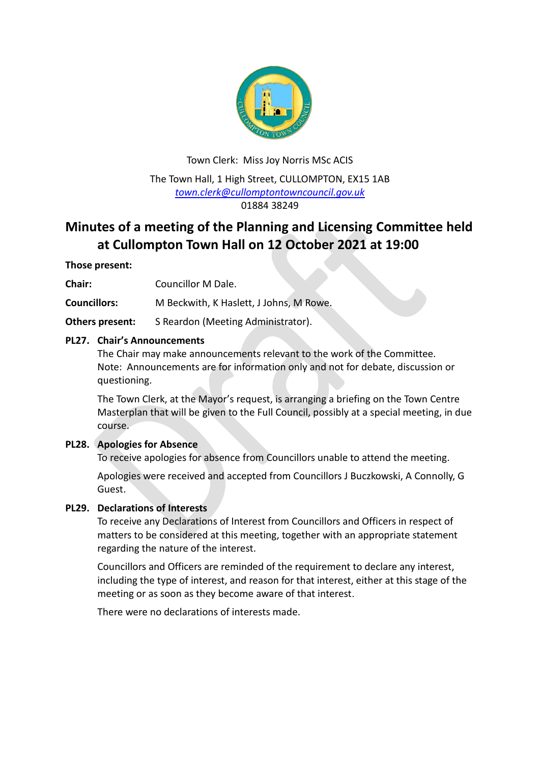Town Clerk: Miss Joy Norris MSc ACIS

The Town Hall, 1 High Street, CULLOMPTON, EX15 1AB
town.clerk@cullomptontowncouncil.gov.uk
01884 38249

# Minutes of a meeting of the Planning and Licensing Committee held at Cullompton Town Hall on 12 October 2021 at 19:00

**Those present:**

**Chair:** Councillor M Dale.

**Councillors:** M Beckwith, K Haslett, J Johns, M Rowe.

**Others present:** S Reardon (Meeting Administrator).

**PL27. Chair's Announcements**

The Chair may make announcements relevant to the work of the Committee. Note: Announcements are for information only and not for debate, discussion or questioning.

The Town Clerk, at the Mayor's request, is arranging a briefing on the Town Centre Masterplan that will be given to the Full Council, possibly at a special meeting, in due course.

**PL28. Apologies for Absence**

To receive apologies for absence from Councillors unable to attend the meeting.

Apologies were received and accepted from Councillors J Buczkowski, A Connolly, G Guest.

**PL29. Declarations of Interests**

To receive any Declarations of Interest from Councillors and Officers in respect of matters to be considered at this meeting, together with an appropriate statement regarding the nature of the interest.

Councillors and Officers are reminded of the requirement to declare any interest, including the type of interest, and reason for that interest, either at this stage of the meeting or as soon as they become aware of that interest.

There were no declarations of interests made.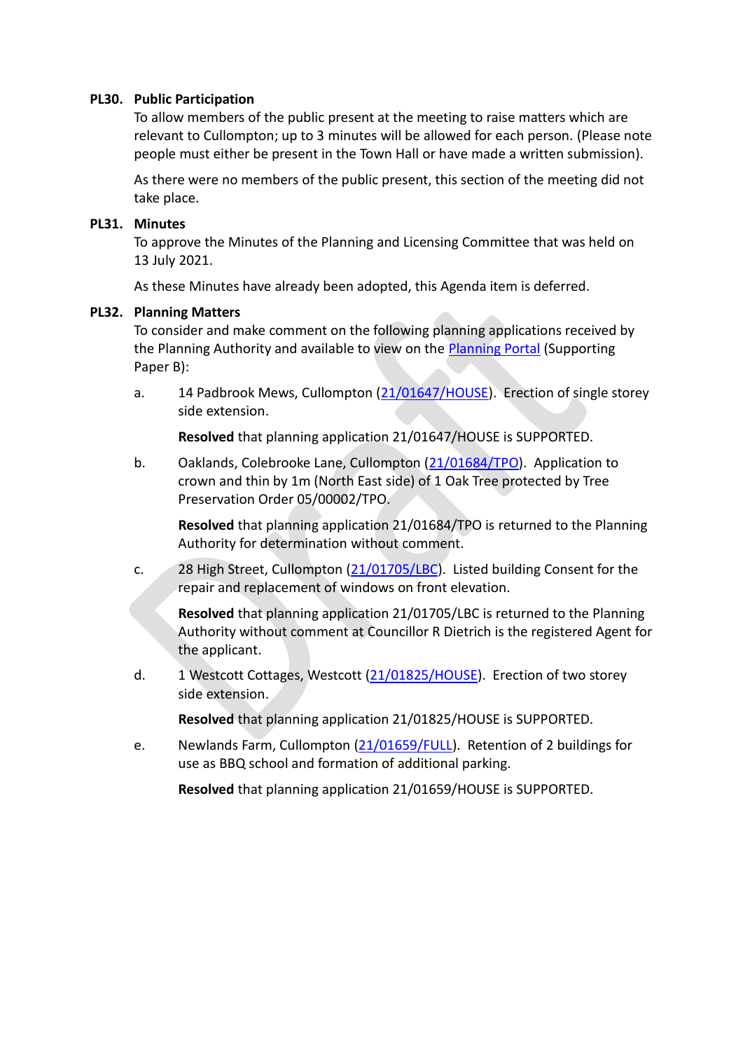**PL30. Public Participation**

To allow members of the public present at the meeting to raise matters which are relevant to Cullompton; up to 3 minutes will be allowed for each person. (Please note people must either be present in the Town Hall or have made a written submission).

As there were no members of the public present, this section of the meeting did not take place.

**PL31. Minutes**

To approve the Minutes of the Planning and Licensing Committee that was held on 13 July 2021.

As these Minutes have already been adopted, this Agenda item is deferred.

**PL32. Planning Matters**

To consider and make comment on the following planning applications received by the Planning Authority and available to view on the Planning Portal (Supporting Paper B):

a. 14 Padbrook Mews, Cullompton (21/01647/HOUSE). Erection of single storey side extension.

   **Resolved** that planning application 21/01647/HOUSE is SUPPORTED.

b. Oaklands, Colebrooke Lane, Cullompton (21/01684/TPO). Application to crown and thin by 1m (North East side) of 1 Oak Tree protected by Tree Preservation Order 05/00002/TPO.

   **Resolved** that planning application 21/01684/TPO is returned to the Planning Authority for determination without comment.

c. 28 High Street, Cullompton (21/01705/LBC). Listed building Consent for the repair and replacement of windows on front elevation.

   **Resolved** that planning application 21/01705/LBC is returned to the Planning Authority without comment at Councillor R Dietrich is the registered Agent for the applicant.

d. 1 Westcott Cottages, Westcott (21/01825/HOUSE). Erection of two storey side extension.

   **Resolved** that planning application 21/01825/HOUSE is SUPPORTED.

e. Newlands Farm, Cullompton (21/01659/FULL). Retention of 2 buildings for use as BBQ school and formation of additional parking.

   **Resolved** that planning application 21/01659/HOUSE is SUPPORTED.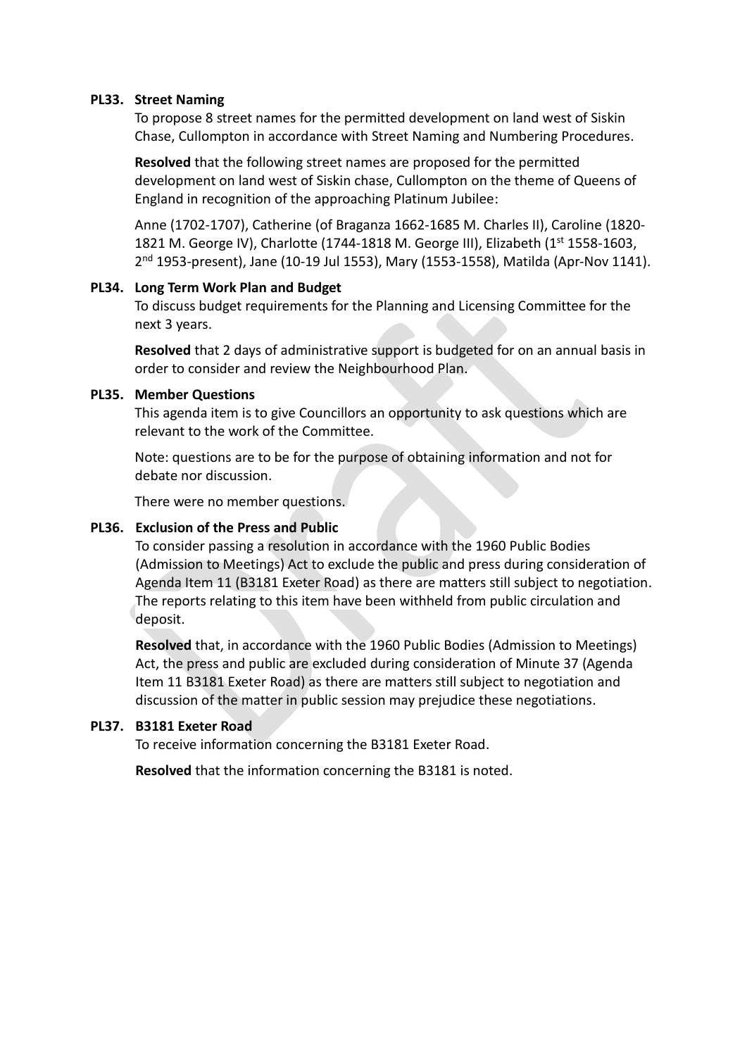**PL33. Street Naming**

To propose 8 street names for the permitted development on land west of Siskin Chase, Cullompton in accordance with Street Naming and Numbering Procedures.

**Resolved** that the following street names are proposed for the permitted development on land west of Siskin chase, Cullompton on the theme of Queens of England in recognition of the approaching Platinum Jubilee:

Anne (1702-1707), Catherine (of Braganza 1662-1685 M. Charles II), Caroline (1820-1821 M. George IV), Charlotte (1744-1818 M. George III), Elizabeth (1st 1558-1603, 2nd 1953-present), Jane (10-19 Jul 1553), Mary (1553-1558), Matilda (Apr-Nov 1141).

**PL34. Long Term Work Plan and Budget**

To discuss budget requirements for the Planning and Licensing Committee for the next 3 years.

**Resolved** that 2 days of administrative support is budgeted for on an annual basis in order to consider and review the Neighbourhood Plan.

**PL35. Member Questions**

This agenda item is to give Councillors an opportunity to ask questions which are relevant to the work of the Committee.

Note: questions are to be for the purpose of obtaining information and not for debate nor discussion.

There were no member questions.

**PL36. Exclusion of the Press and Public**

To consider passing a resolution in accordance with the 1960 Public Bodies (Admission to Meetings) Act to exclude the public and press during consideration of Agenda Item 11 (B3181 Exeter Road) as there are matters still subject to negotiation. The reports relating to this item have been withheld from public circulation and deposit.

**Resolved** that, in accordance with the 1960 Public Bodies (Admission to Meetings) Act, the press and public are excluded during consideration of Minute 37 (Agenda Item 11 B3181 Exeter Road) as there are matters still subject to negotiation and discussion of the matter in public session may prejudice these negotiations.

**PL37. B3181 Exeter Road**

To receive information concerning the B3181 Exeter Road.

**Resolved** that the information concerning the B3181 is noted.